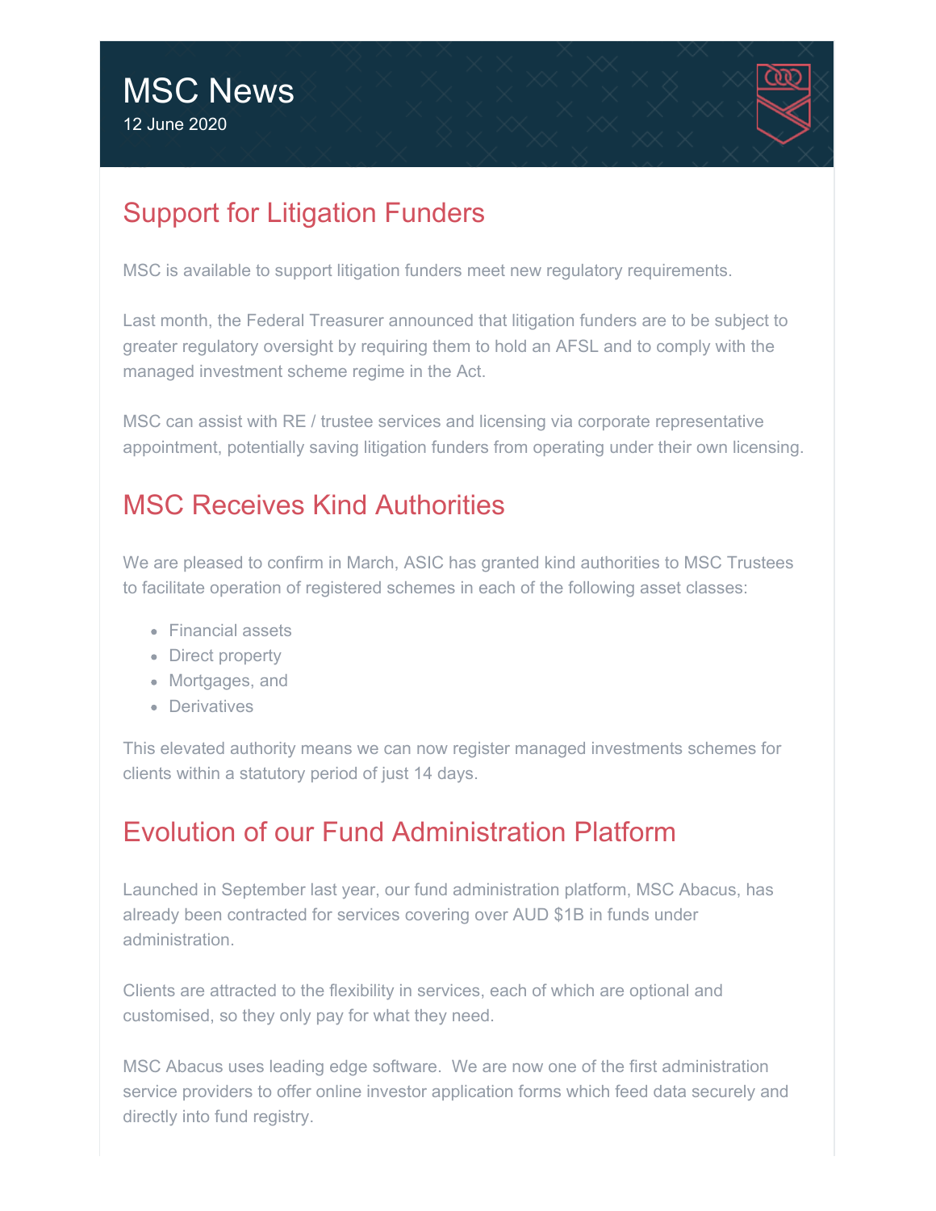# MSC News

12 June 2020

## Support for Litigation Funders

MSC is available to support litigation funders meet new regulatory requirements.

Last month, the Federal Treasurer announced that litigation funders are to be subject to greater regulatory oversight by requiring them to hold an AFSL and to comply with the managed investment scheme regime in the Act.

MSC can assist with RE / trustee services and licensing via corporate representative appointment, potentially saving litigation funders from operating under their own licensing.

## MSC Receives Kind Authorities

We are pleased to confirm in March, ASIC has granted kind authorities to MSC Trustees to facilitate operation of registered schemes in each of the following asset classes:

- Financial assets
- Direct property
- Mortgages, and
- Derivatives

This elevated authority means we can now register managed investments schemes for clients within a statutory period of just 14 days.

## Evolution of our Fund Administration Platform

Launched in September last year, our fund administration platform, MSC Abacus, has already been contracted for services covering over AUD $1B in funds under administration.

Clients are attracted to the flexibility in services, each of which are optional and customised, so they only pay for what they need.

MSC Abacus uses leading edge software. We are now one of the first administration service providers to offer online investor application forms which feed data securely and directly into fund registry.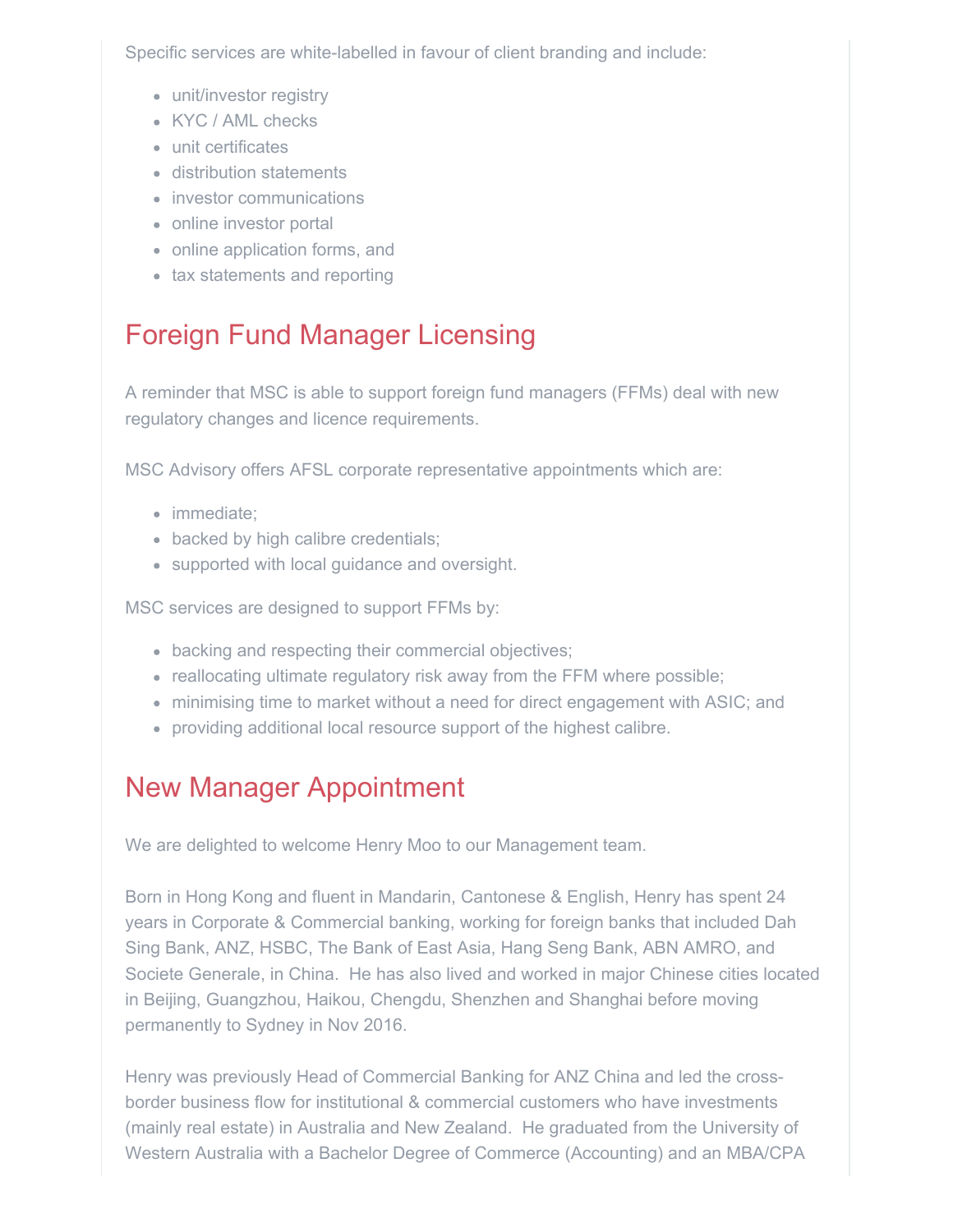Specific services are white-labelled in favour of client branding and include:

- unit/investor registry
- KYC / AML checks
- unit certificates
- distribution statements
- investor communications
- online investor portal
- online application forms, and
- tax statements and reporting

## Foreign Fund Manager Licensing

A reminder that MSC is able to support foreign fund managers (FFMs) deal with new regulatory changes and licence requirements.

MSC Advisory offers AFSL corporate representative appointments which are:

- immediate;
- backed by high calibre credentials;
- supported with local guidance and oversight.

MSC services are designed to support FFMs by:

- backing and respecting their commercial objectives;
- reallocating ultimate regulatory risk away from the FFM where possible;
- minimising time to market without a need for direct engagement with ASIC; and
- providing additional local resource support of the highest calibre.

## New Manager Appointment

We are delighted to welcome Henry Moo to our Management team.

Born in Hong Kong and fluent in Mandarin, Cantonese & English, Henry has spent 24 years in Corporate & Commercial banking, working for foreign banks that included Dah Sing Bank, ANZ, HSBC, The Bank of East Asia, Hang Seng Bank, ABN AMRO, and Societe Generale, in China. He has also lived and worked in major Chinese cities located in Beijing, Guangzhou, Haikou, Chengdu, Shenzhen and Shanghai before moving permanently to Sydney in Nov 2016.

Henry was previously Head of Commercial Banking for ANZ China and led the cross-border business flow for institutional & commercial customers who have investments (mainly real estate) in Australia and New Zealand. He graduated from the University of Western Australia with a Bachelor Degree of Commerce (Accounting) and an MBA/CPA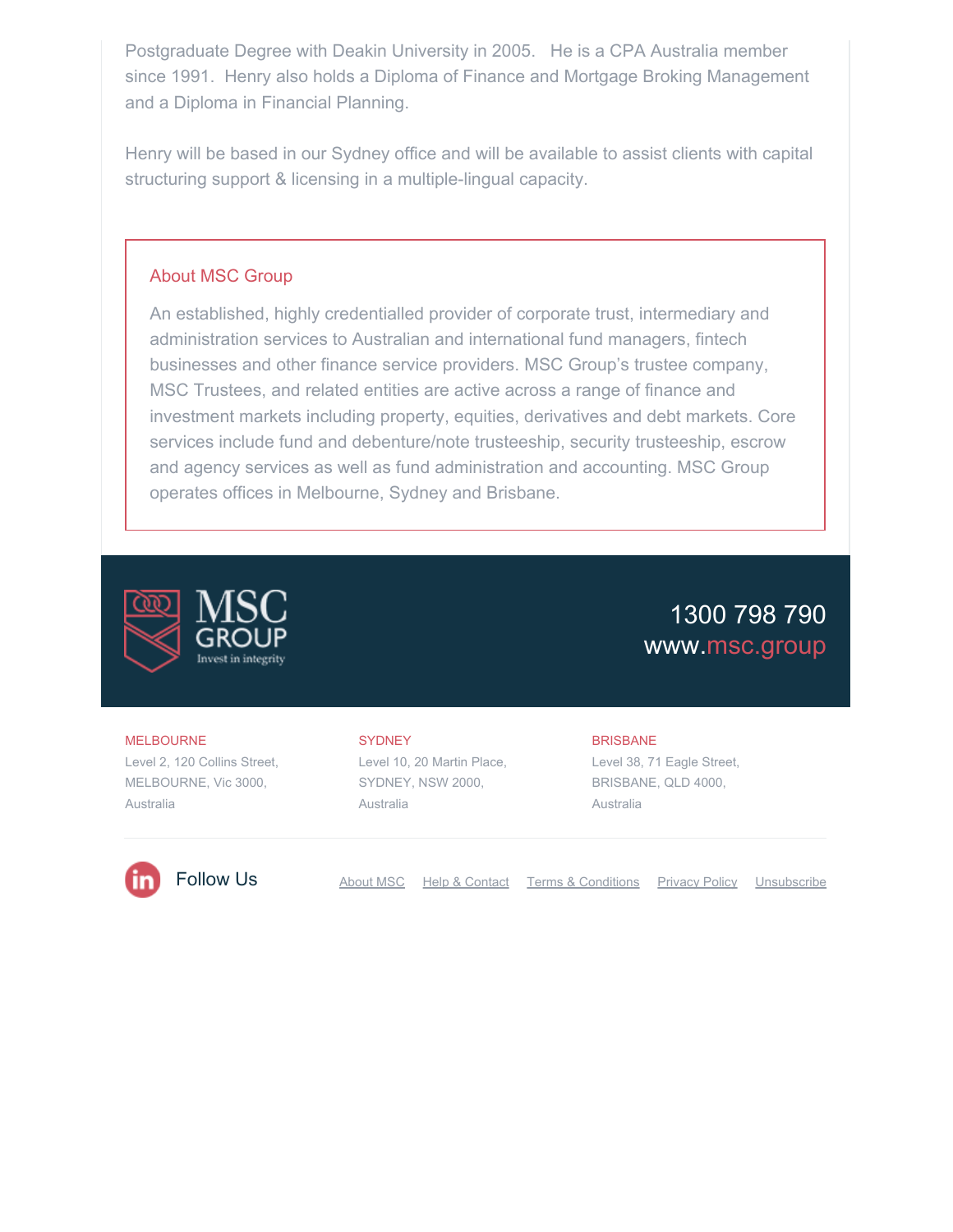Postgraduate Degree with Deakin University in 2005. He is a CPA Australia member since 1991. Henry also holds a Diploma of Finance and Mortgage Broking Management and a Diploma in Financial Planning.

Henry will be based in our Sydney office and will be available to assist clients with capital structuring support & licensing in a multiple-lingual capacity.

## About MSC Group

An established, highly credentialled provider of corporate trust, intermediary and administration services to Australian and international fund managers, fintech businesses and other finance service providers. MSC Group's trustee company, MSC Trustees, and related entities are active across a range of finance and investment markets including property, equities, derivatives and debt markets. Core services include fund and debenture/note trusteeship, security trusteeship, escrow and agency services as well as fund administration and accounting. MSC Group operates offices in Melbourne, Sydney and Brisbane.

MSC GROUP
Invest in integrity

1300 798 790
www.msc.group

**MELBOURNE**
Level 2, 120 Collins Street,
MELBOURNE, Vic 3000,
Australia

**SYDNEY**
Level 10, 20 Martin Place,
SYDNEY, NSW 2000,
Australia

**BRISBANE**
Level 38, 71 Eagle Street,
BRISBANE, QLD 4000,
Australia

Follow Us

About MSC | Help & Contact | Terms & Conditions | Privacy Policy | Unsubscribe